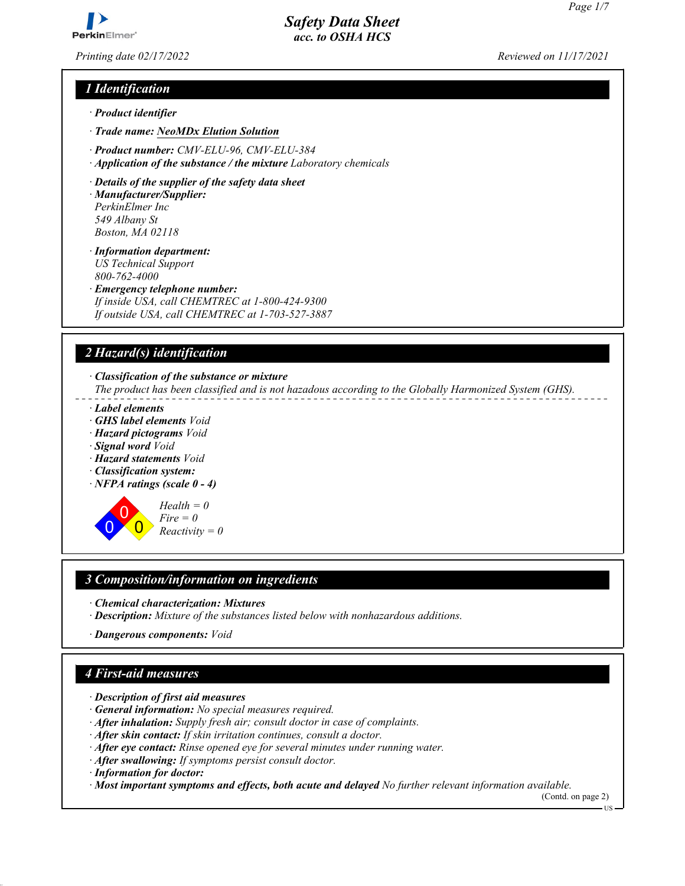# Safety Data Sheet
## acc. to OSHA HCS

*Printing date 02/17/2022* *Reviewed on 11/17/2021*

## 1 Identification

· **Product identifier**

· **Trade name: NeoMDx Elution Solution**

· **Product number:** CMV-ELU-96, CMV-ELU-384
· **Application of the substance / the mixture** Laboratory chemicals

· **Details of the supplier of the safety data sheet**
· **Manufacturer/Supplier:**
PerkinElmer Inc
549 Albany St
Boston, MA 02118

· **Information department:**
US Technical Support
800-762-4000
· **Emergency telephone number:**
If inside USA, call CHEMTREC at 1-800-424-9300
If outside USA, call CHEMTREC at 1-703-527-3887

## 2 Hazard(s) identification

· **Classification of the substance or mixture**
The product has been classified and is not hazadous according to the Globally Harmonized System (GHS).

· **Label elements**
· **GHS label elements** Void
· **Hazard pictograms** Void
· **Signal word** Void
· **Hazard statements** Void
· **Classification system:**
· **NFPA ratings (scale 0 - 4)**

Health = 0
Fire = 0
Reactivity = 0

## 3 Composition/information on ingredients

· **Chemical characterization: Mixtures**
· **Description:** Mixture of the substances listed below with nonhazardous additions.

· **Dangerous components:** Void

## 4 First-aid measures

· **Description of first aid measures**
· **General information:** No special measures required.
· **After inhalation:** Supply fresh air; consult doctor in case of complaints.
· **After skin contact:** If skin irritation continues, consult a doctor.
· **After eye contact:** Rinse opened eye for several minutes under running water.
· **After swallowing:** If symptoms persist consult doctor.
· **Information for doctor:**
· **Most important symptoms and effects, both acute and delayed** No further relevant information available.

(Contd. on page 2)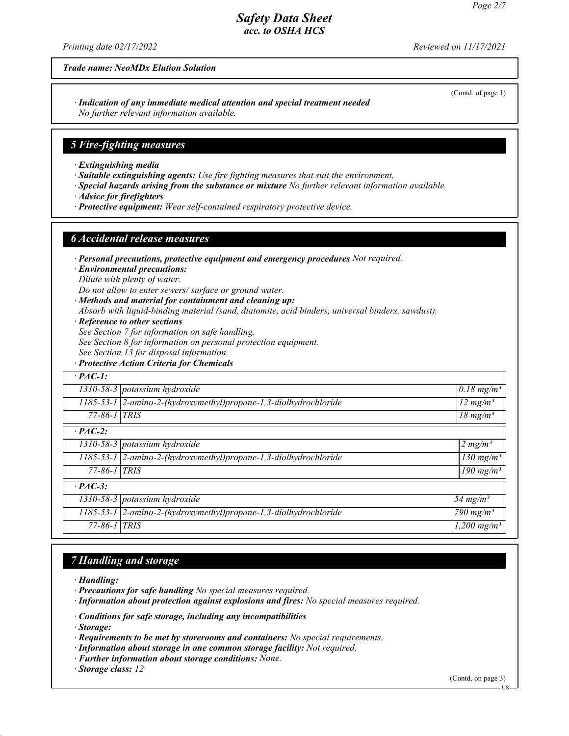*Trade name: NeoMDx Elution Solution*

(Contd. of page 1)

· ***Indication of any immediate medical attention and special treatment needed***
*No further relevant information available.*

## 5 Fire-fighting measures

· ***Extinguishing media***
· ***Suitable extinguishing agents:*** *Use fire fighting measures that suit the environment.*
· ***Special hazards arising from the substance or mixture*** *No further relevant information available.*
· ***Advice for firefighters***
· ***Protective equipment:*** *Wear self-contained respiratory protective device.*

## 6 Accidental release measures

· ***Personal precautions, protective equipment and emergency procedures*** *Not required.*
· ***Environmental precautions:***
*Dilute with plenty of water.*
*Do not allow to enter sewers/ surface or ground water.*
· ***Methods and material for containment and cleaning up:***
*Absorb with liquid-binding material (sand, diatomite, acid binders, universal binders, sawdust).*
· ***Reference to other sections***
*See Section 7 for information on safe handling.*
*See Section 8 for information on personal protection equipment.*
*See Section 13 for disposal information.*
· ***Protective Action Criteria for Chemicals***

| · PAC-1: | | |
|---|---|---|
| 1310-58-3 | potassium hydroxide | 0.18 mg/m³ |
| 1185-53-1 | 2-amino-2-(hydroxymethyl)propane-1,3-diolhydrochloride | 12 mg/m³ |
| 77-86-1 | TRIS | 18 mg/m³ |
| **· PAC-2:** | | |
| 1310-58-3 | potassium hydroxide | 2 mg/m³ |
| 1185-53-1 | 2-amino-2-(hydroxymethyl)propane-1,3-diolhydrochloride | 130 mg/m³ |
| 77-86-1 | TRIS | 190 mg/m³ |
| **· PAC-3:** | | |
| 1310-58-3 | potassium hydroxide | 54 mg/m³ |
| 1185-53-1 | 2-amino-2-(hydroxymethyl)propane-1,3-diolhydrochloride | 790 mg/m³ |
| 77-86-1 | TRIS | 1,200 mg/m³ |

## 7 Handling and storage

· ***Handling:***
· ***Precautions for safe handling*** *No special measures required.*
· ***Information about protection against explosions and fires:*** *No special measures required.*

· ***Conditions for safe storage, including any incompatibilities***
· ***Storage:***
· ***Requirements to be met by storerooms and containers:*** *No special requirements.*
· ***Information about storage in one common storage facility:*** *Not required.*
· ***Further information about storage conditions:*** *None.*
· ***Storage class:*** *12*

(Contd. on page 3)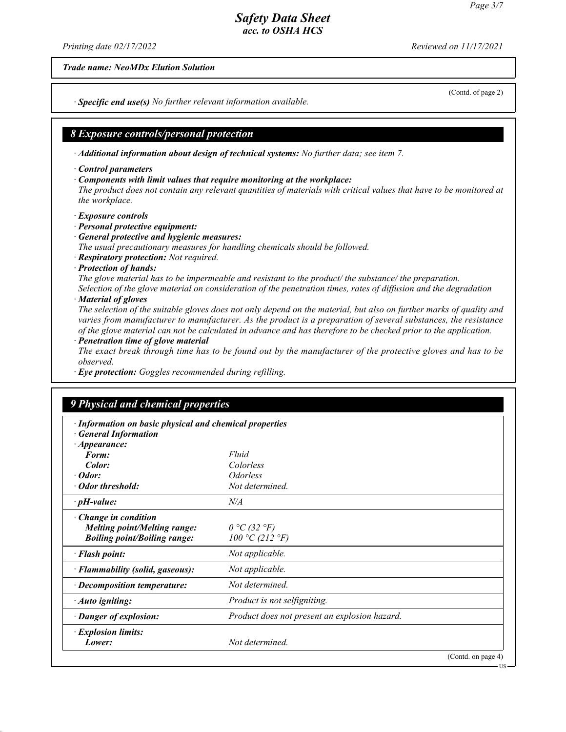*Trade name: NeoMDx Elution Solution*

(Contd. of page 2)

· ***Specific end use(s)*** *No further relevant information available.*

## 8 Exposure controls/personal protection

· ***Additional information about design of technical systems:*** *No further data; see item 7.*

· ***Control parameters***

· ***Components with limit values that require monitoring at the workplace:***
*The product does not contain any relevant quantities of materials with critical values that have to be monitored at the workplace.*

· ***Exposure controls***

· ***Personal protective equipment:***

· ***General protective and hygienic measures:***
*The usual precautionary measures for handling chemicals should be followed.*

· ***Respiratory protection:*** *Not required.*

· ***Protection of hands:***
*The glove material has to be impermeable and resistant to the product/ the substance/ the preparation.*
*Selection of the glove material on consideration of the penetration times, rates of diffusion and the degradation*

· ***Material of gloves***
*The selection of the suitable gloves does not only depend on the material, but also on further marks of quality and varies from manufacturer to manufacturer. As the product is a preparation of several substances, the resistance of the glove material can not be calculated in advance and has therefore to be checked prior to the application.*

· ***Penetration time of glove material***
*The exact break through time has to be found out by the manufacturer of the protective gloves and has to be observed.*

· ***Eye protection:*** *Goggles recommended during refilling.*

## 9 Physical and chemical properties

· ***Information on basic physical and chemical properties***

· ***General Information***

| | |
|---|---|
| · ***Appearance:*** | |
| ***Form:*** | *Fluid* |
| ***Color:*** | *Colorless* |
| · ***Odor:*** | *Odorless* |
| · ***Odor threshold:*** | *Not determined.* |
| · ***pH-value:*** | *N/A* |
| · ***Change in condition*** | |
| ***Melting point/Melting range:*** | *0 °C (32 °F)* |
| ***Boiling point/Boiling range:*** | *100 °C (212 °F)* |
| · ***Flash point:*** | *Not applicable.* |
| · ***Flammability (solid, gaseous):*** | *Not applicable.* |
| · ***Decomposition temperature:*** | *Not determined.* |
| · ***Auto igniting:*** | *Product is not selfigniting.* |
| · ***Danger of explosion:*** | *Product does not present an explosion hazard.* |
| · ***Explosion limits:*** | |
| ***Lower:*** | *Not determined.* |

(Contd. on page 4)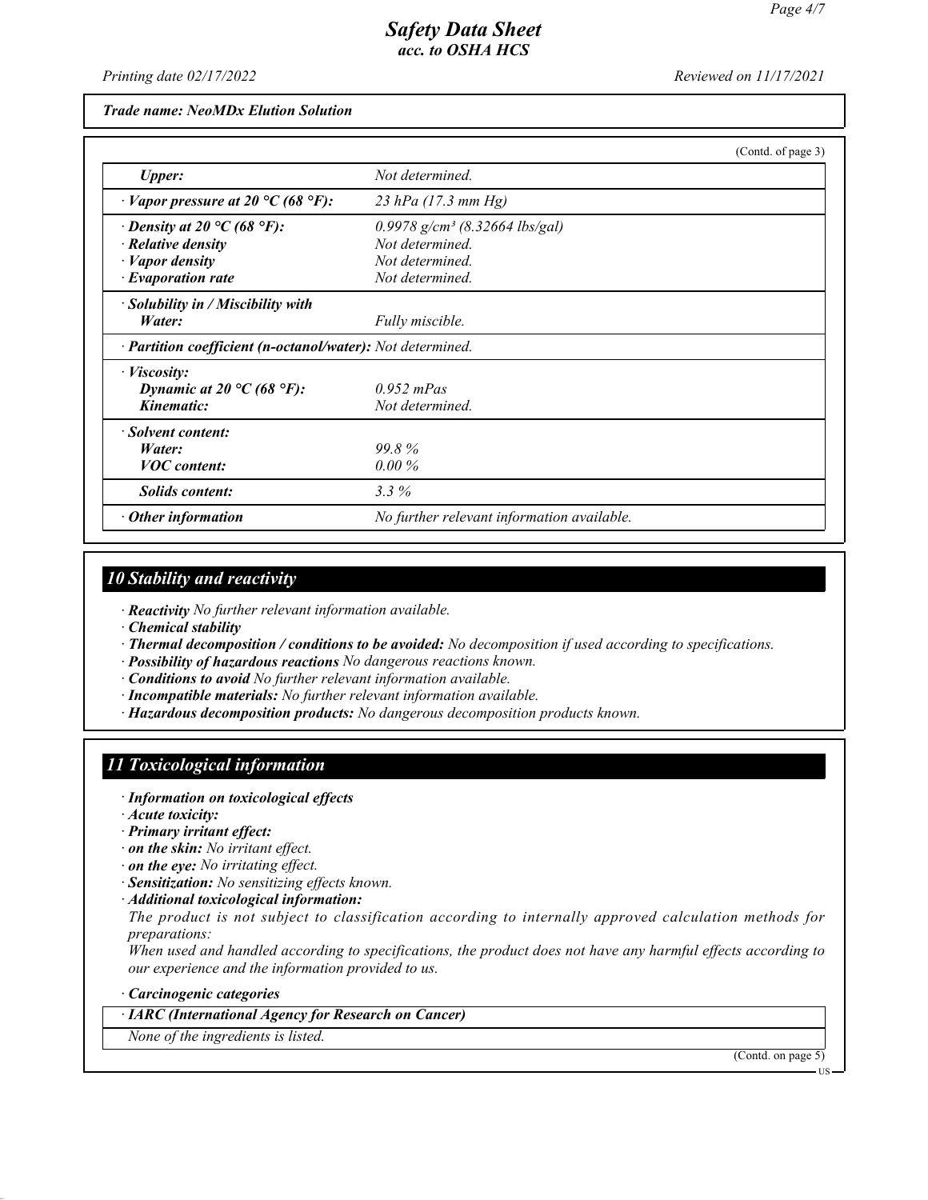*Trade name: NeoMDx Elution Solution*

(Contd. of page 3)

| | |
|---|---|
| ***Upper:*** | *Not determined.* |
| *· **Vapor pressure at 20 °C (68 °F):*** | *23 hPa (17.3 mm Hg)* |
| *· **Density at 20 °C (68 °F):*** | *0.9978 g/cm³ (8.32664 lbs/gal)* |
| *· **Relative density*** | *Not determined.* |
| *· **Vapor density*** | *Not determined.* |
| *· **Evaporation rate*** | *Not determined.* |
| *· **Solubility in / Miscibility with*** | |
| ***Water:*** | *Fully miscible.* |
| *· **Partition coefficient (n-octanol/water):** Not determined.* | |
| *· **Viscosity:*** | |
| ***Dynamic at 20 °C (68 °F):*** | *0.952 mPas* |
| ***Kinematic:*** | *Not determined.* |
| *· **Solvent content:*** | |
| ***Water:*** | *99.8 %* |
| ***VOC content:*** | *0.00 %* |
| ***Solids content:*** | *3.3 %* |
| *· **Other information*** | *No further relevant information available.* |

## *10 Stability and reactivity*

*· **Reactivity** No further relevant information available.*
*· **Chemical stability***
*· **Thermal decomposition / conditions to be avoided:** No decomposition if used according to specifications.*
*· **Possibility of hazardous reactions** No dangerous reactions known.*
*· **Conditions to avoid** No further relevant information available.*
*· **Incompatible materials:** No further relevant information available.*
*· **Hazardous decomposition products:** No dangerous decomposition products known.*

## *11 Toxicological information*

*· **Information on toxicological effects***
*· **Acute toxicity:***
*· **Primary irritant effect:***
*· **on the skin:** No irritant effect.*
*· **on the eye:** No irritating effect.*
*· **Sensitization:** No sensitizing effects known.*
*· **Additional toxicological information:***
*The product is not subject to classification according to internally approved calculation methods for preparations:*
*When used and handled according to specifications, the product does not have any harmful effects according to our experience and the information provided to us.*

*· **Carcinogenic categories***

| *· **IARC (International Agency for Research on Cancer)*** |
|---|
| *None of the ingredients is listed.* |

(Contd. on page 5)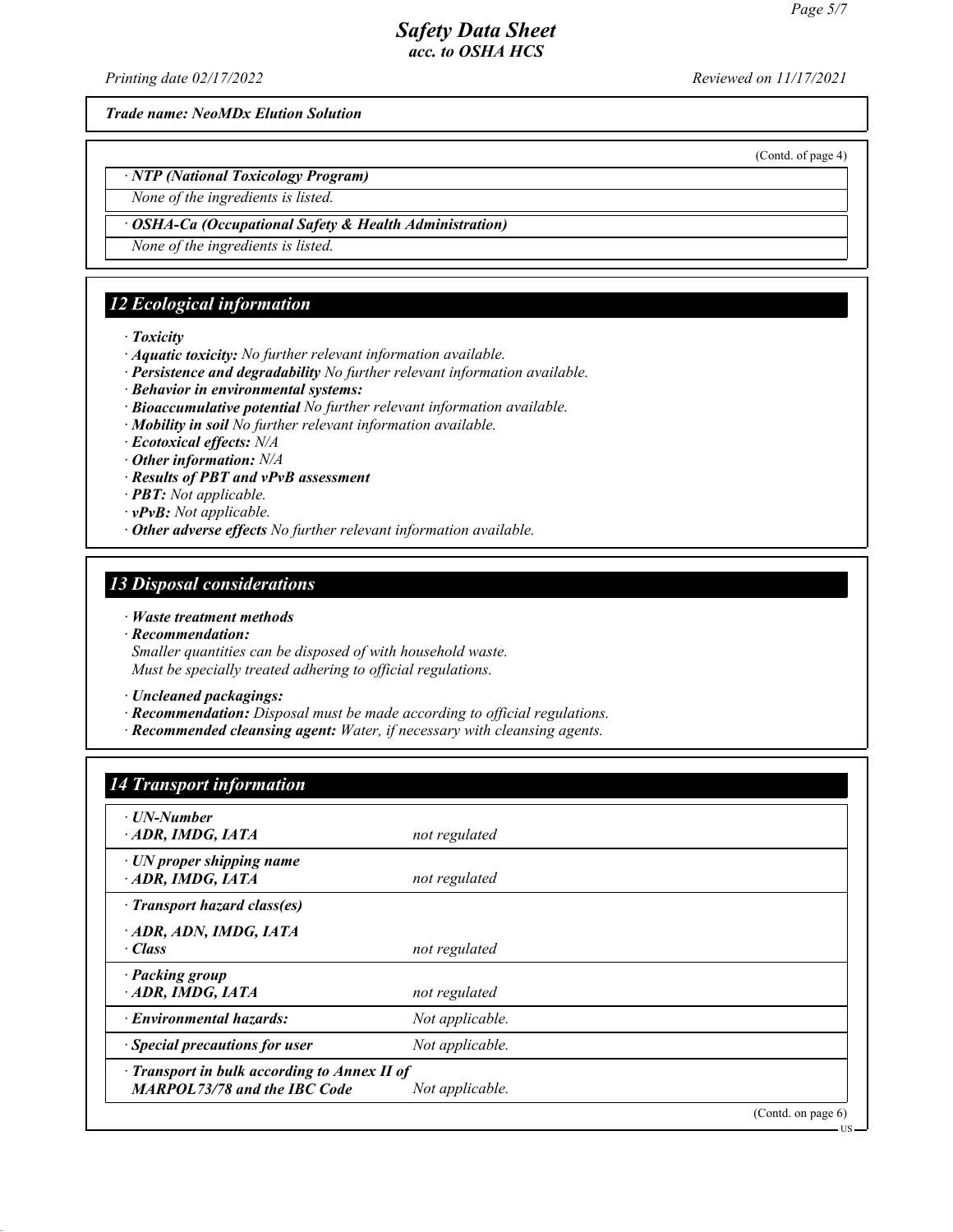*Trade name: NeoMDx Elution Solution*

(Contd. of page 4)

· ***NTP (National Toxicology Program)***

*None of the ingredients is listed.*

· ***OSHA-Ca (Occupational Safety & Health Administration)***

*None of the ingredients is listed.*

## 12 Ecological information

· ***Toxicity***
· ***Aquatic toxicity:*** *No further relevant information available.*
· ***Persistence and degradability*** *No further relevant information available.*
· ***Behavior in environmental systems:***
· ***Bioaccumulative potential*** *No further relevant information available.*
· ***Mobility in soil*** *No further relevant information available.*
· ***Ecotoxical effects:*** *N/A*
· ***Other information:*** *N/A*
· ***Results of PBT and vPvB assessment***
· ***PBT:*** *Not applicable.*
· ***vPvB:*** *Not applicable.*
· ***Other adverse effects*** *No further relevant information available.*

## 13 Disposal considerations

· ***Waste treatment methods***
· ***Recommendation:***
*Smaller quantities can be disposed of with household waste.*
*Must be specially treated adhering to official regulations.*

· ***Uncleaned packagings:***
· ***Recommendation:*** *Disposal must be made according to official regulations.*
· ***Recommended cleansing agent:*** *Water, if necessary with cleansing agents.*

## 14 Transport information

| | |
|---|---|
| · ***UN-Number*** <br> · ***ADR, IMDG, IATA*** | *not regulated* |
| · ***UN proper shipping name*** <br> · ***ADR, IMDG, IATA*** | *not regulated* |
| · ***Transport hazard class(es)*** <br> · ***ADR, ADN, IMDG, IATA*** <br> · ***Class*** | *not regulated* |
| · ***Packing group*** <br> · ***ADR, IMDG, IATA*** | *not regulated* |
| · ***Environmental hazards:*** | *Not applicable.* |
| · ***Special precautions for user*** | *Not applicable.* |
| · ***Transport in bulk according to Annex II of MARPOL73/78 and the IBC Code*** | *Not applicable.* |

(Contd. on page 6)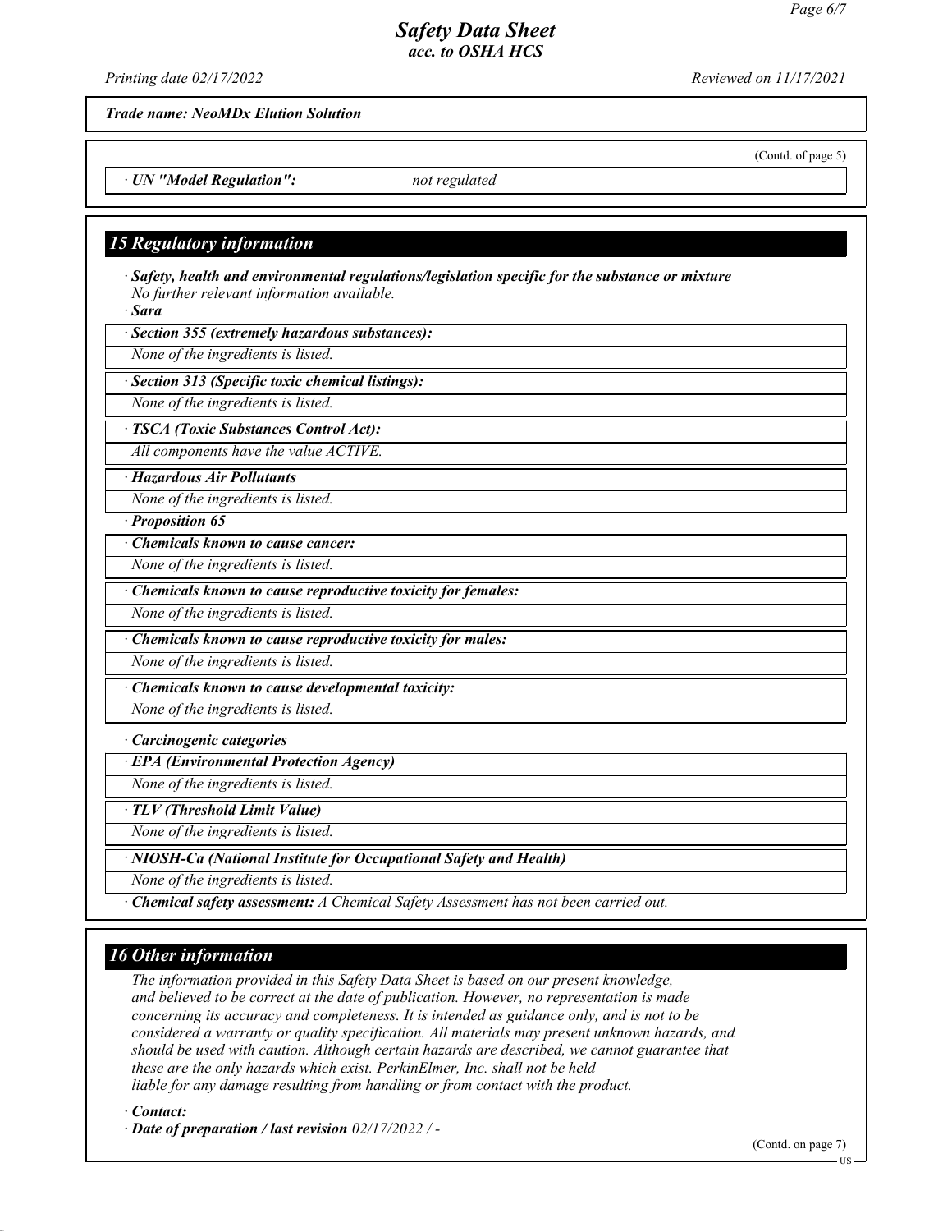*Trade name: NeoMDx Elution Solution*

(Contd. of page 5)

· *UN "Model Regulation":* *not regulated*

## *15 Regulatory information*

· ***Safety, health and environmental regulations/legislation specific for the substance or mixture***
*No further relevant information available.*

· ***Sara***

· ***Section 355 (extremely hazardous substances):***
*None of the ingredients is listed.*

· ***Section 313 (Specific toxic chemical listings):***
*None of the ingredients is listed.*

· ***TSCA (Toxic Substances Control Act):***
*All components have the value ACTIVE.*

· ***Hazardous Air Pollutants***
*None of the ingredients is listed.*

· ***Proposition 65***

· ***Chemicals known to cause cancer:***
*None of the ingredients is listed.*

· ***Chemicals known to cause reproductive toxicity for females:***
*None of the ingredients is listed.*

· ***Chemicals known to cause reproductive toxicity for males:***
*None of the ingredients is listed.*

· ***Chemicals known to cause developmental toxicity:***
*None of the ingredients is listed.*

· ***Carcinogenic categories***

· ***EPA (Environmental Protection Agency)***
*None of the ingredients is listed.*

· ***TLV (Threshold Limit Value)***
*None of the ingredients is listed.*

· ***NIOSH-Ca (National Institute for Occupational Safety and Health)***
*None of the ingredients is listed.*

· ***Chemical safety assessment:*** *A Chemical Safety Assessment has not been carried out.*

## *16 Other information*

*The information provided in this Safety Data Sheet is based on our present knowledge, and believed to be correct at the date of publication. However, no representation is made concerning its accuracy and completeness. It is intended as guidance only, and is not to be considered a warranty or quality specification. All materials may present unknown hazards, and should be used with caution. Although certain hazards are described, we cannot guarantee that these are the only hazards which exist. PerkinElmer, Inc. shall not be held liable for any damage resulting from handling or from contact with the product.*

· ***Contact:***

· ***Date of preparation / last revision*** *02/17/2022 / -*

(Contd. on page 7)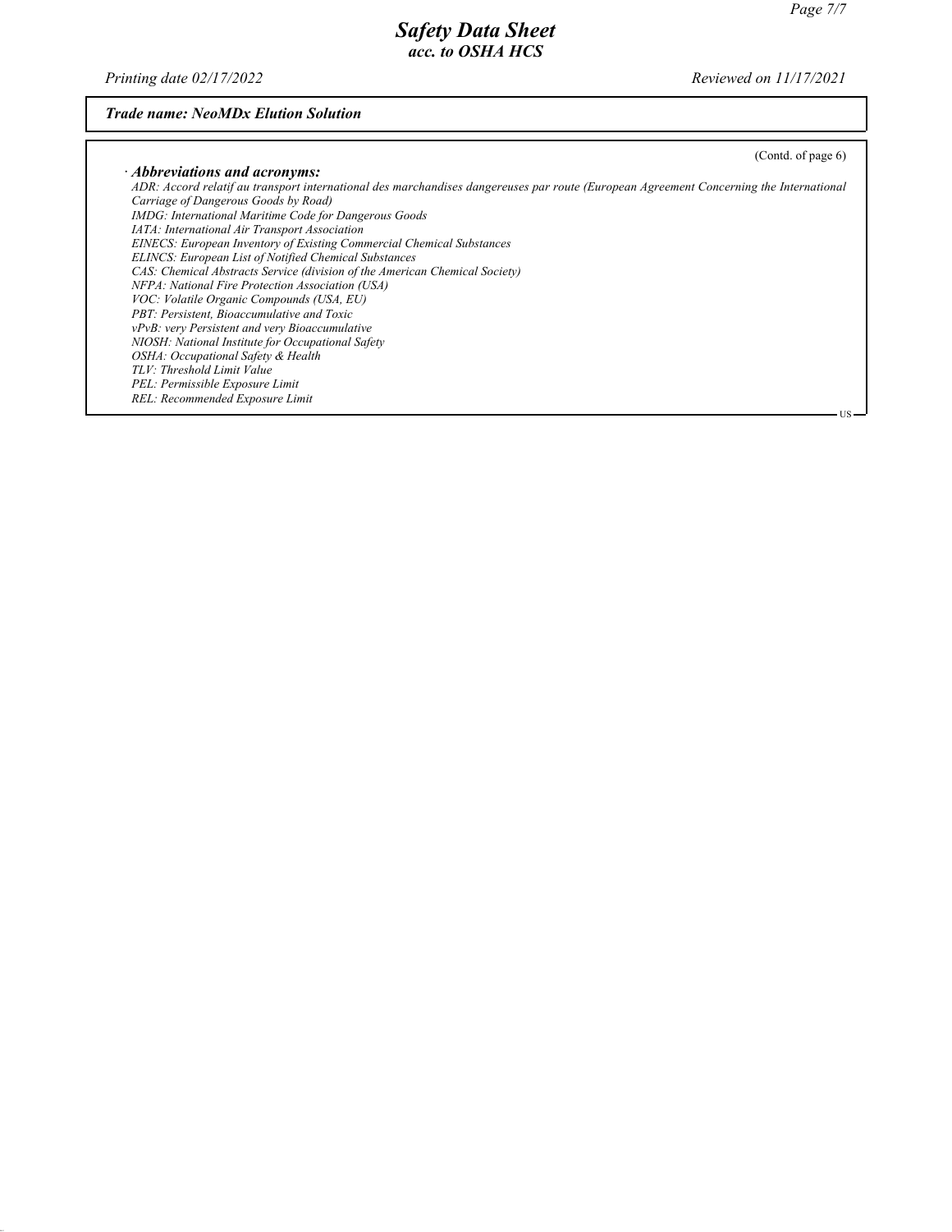*Trade name: NeoMDx Elution Solution*

(Contd. of page 6)

### · *Abbreviations and acronyms:*

*ADR: Accord relatif au transport international des marchandises dangereuses par route (European Agreement Concerning the International Carriage of Dangerous Goods by Road)*
*IMDG: International Maritime Code for Dangerous Goods*
*IATA: International Air Transport Association*
*EINECS: European Inventory of Existing Commercial Chemical Substances*
*ELINCS: European List of Notified Chemical Substances*
*CAS: Chemical Abstracts Service (division of the American Chemical Society)*
*NFPA: National Fire Protection Association (USA)*
*VOC: Volatile Organic Compounds (USA, EU)*
*PBT: Persistent, Bioaccumulative and Toxic*
*vPvB: very Persistent and very Bioaccumulative*
*NIOSH: National Institute for Occupational Safety*
*OSHA: Occupational Safety & Health*
*TLV: Threshold Limit Value*
*PEL: Permissible Exposure Limit*
*REL: Recommended Exposure Limit*

US